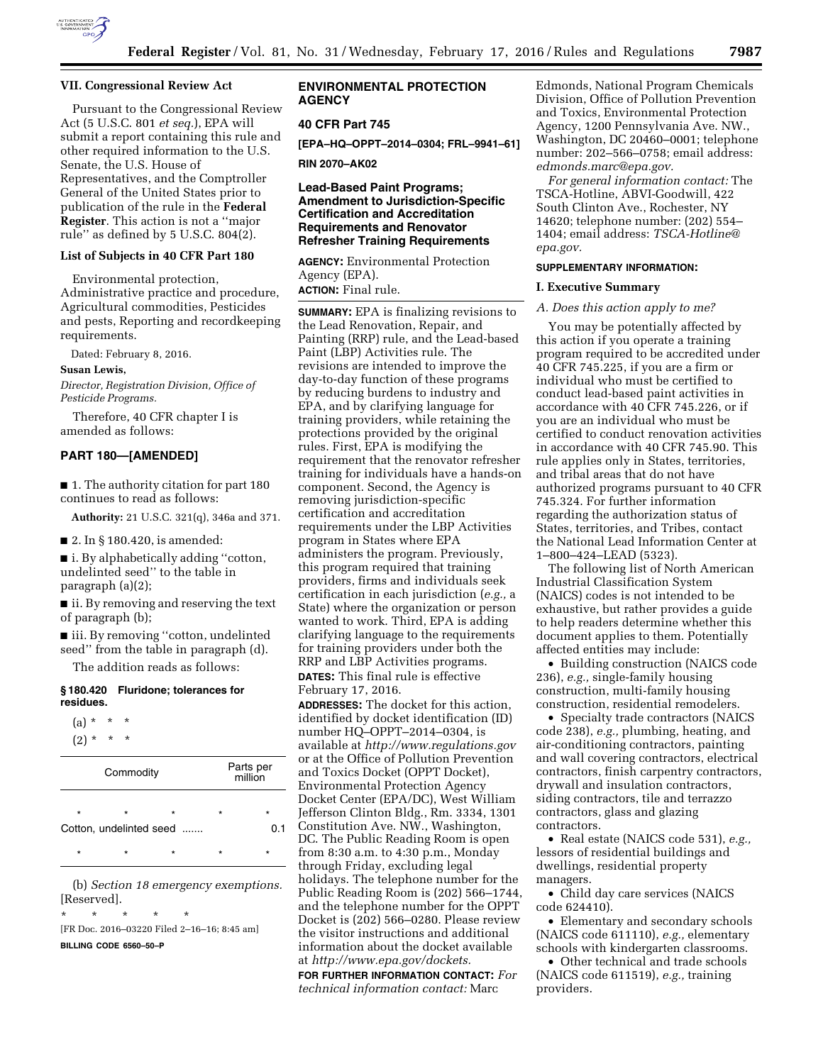## VII. Congressional Review Act

Pursuant to the Congressional Review Act (5 U.S.C. 801 *et seq.*), EPA will submit a report containing this rule and other required information to the U.S. Senate, the U.S. House of Representatives, and the Comptroller General of the United States prior to publication of the rule in the **Federal Register**. This action is not a ''major rule'' as defined by 5 U.S.C. 804(2).

### List of Subjects in 40 CFR Part 180

Environmental protection, Administrative practice and procedure, Agricultural commodities, Pesticides and pests, Reporting and recordkeeping requirements.

Dated: February 8, 2016.

**Susan Lewis,**

*Director, Registration Division, Office of Pesticide Programs.*

Therefore, 40 CFR chapter I is amended as follows:

## PART 180—[AMENDED]

■ 1. The authority citation for part 180 continues to read as follows:

**Authority:** 21 U.S.C. 321(q), 346a and 371.

■ 2. In § 180.420, is amended:

■ i. By alphabetically adding ''cotton, undelinted seed'' to the table in paragraph (a)(2);

■ ii. By removing and reserving the text of paragraph (b);

■ iii. By removing ''cotton, undelinted seed'' from the table in paragraph (d).

The addition reads as follows:

### § 180.420 Fluridone; tolerances for residues.

(a) * * *

(2) * * *

| Commodity | Parts per million |
|---|---|
| * * * | * * |
| Cotton, undelinted seed ....... | 0.1 |
| * * * | * * |

(b) *Section 18 emergency exemptions.* [Reserved].

\* \* \* \* \*

[FR Doc. 2016–03220 Filed 2–16–16; 8:45 am]

**BILLING CODE 6560–50–P**

## ENVIRONMENTAL PROTECTION AGENCY

### 40 CFR Part 745

**[EPA–HQ–OPPT–2014–0304; FRL–9941–61]**

**RIN 2070–AK02**

## Lead-Based Paint Programs; Amendment to Jurisdiction-Specific Certification and Accreditation Requirements and Renovator Refresher Training Requirements

**AGENCY:** Environmental Protection Agency (EPA).

**ACTION:** Final rule.

**SUMMARY:** EPA is finalizing revisions to the Lead Renovation, Repair, and Painting (RRP) rule, and the Lead-based Paint (LBP) Activities rule. The revisions are intended to improve the day-to-day function of these programs by reducing burdens to industry and EPA, and by clarifying language for training providers, while retaining the protections provided by the original rules. First, EPA is modifying the requirement that the renovator refresher training for individuals have a hands-on component. Second, the Agency is removing jurisdiction-specific certification and accreditation requirements under the LBP Activities program in States where EPA administers the program. Previously, this program required that training providers, firms and individuals seek certification in each jurisdiction (*e.g.,* a State) where the organization or person wanted to work. Third, EPA is adding clarifying language to the requirements for training providers under both the RRP and LBP Activities programs.

**DATES:** This final rule is effective February 17, 2016.

**ADDRESSES:** The docket for this action, identified by docket identification (ID) number HQ–OPPT–2014–0304, is available at *http://www.regulations.gov* or at the Office of Pollution Prevention and Toxics Docket (OPPT Docket), Environmental Protection Agency Docket Center (EPA/DC), West William Jefferson Clinton Bldg., Rm. 3334, 1301 Constitution Ave. NW., Washington, DC. The Public Reading Room is open from 8:30 a.m. to 4:30 p.m., Monday through Friday, excluding legal holidays. The telephone number for the Public Reading Room is (202) 566–1744, and the telephone number for the OPPT Docket is (202) 566–0280. Please review the visitor instructions and additional information about the docket available at *http://www.epa.gov/dockets.*

**FOR FURTHER INFORMATION CONTACT:** *For technical information contact:* Marc Edmonds, National Program Chemicals Division, Office of Pollution Prevention and Toxics, Environmental Protection Agency, 1200 Pennsylvania Ave. NW., Washington, DC 20460–0001; telephone number: 202–566–0758; email address: *edmonds.marc@epa.gov.*

*For general information contact:* The TSCA-Hotline, ABVI-Goodwill, 422 South Clinton Ave., Rochester, NY 14620; telephone number: (202) 554–1404; email address: *TSCA-Hotline@epa.gov.*

**SUPPLEMENTARY INFORMATION:**

## I. Executive Summary

### *A. Does this action apply to me?*

You may be potentially affected by this action if you operate a training program required to be accredited under 40 CFR 745.225, if you are a firm or individual who must be certified to conduct lead-based paint activities in accordance with 40 CFR 745.226, or if you are an individual who must be certified to conduct renovation activities in accordance with 40 CFR 745.90. This rule applies only in States, territories, and tribal areas that do not have authorized programs pursuant to 40 CFR 745.324. For further information regarding the authorization status of States, territories, and Tribes, contact the National Lead Information Center at 1–800–424–LEAD (5323).

The following list of North American Industrial Classification System (NAICS) codes is not intended to be exhaustive, but rather provides a guide to help readers determine whether this document applies to them. Potentially affected entities may include:

- Building construction (NAICS code 236), *e.g.,* single-family housing construction, multi-family housing construction, residential remodelers.
- Specialty trade contractors (NAICS code 238), *e.g.,* plumbing, heating, and air-conditioning contractors, painting and wall covering contractors, electrical contractors, finish carpentry contractors, drywall and insulation contractors, siding contractors, tile and terrazzo contractors, glass and glazing contractors.
- Real estate (NAICS code 531), *e.g.,* lessors of residential buildings and dwellings, residential property managers.
- Child day care services (NAICS code 624410).
- Elementary and secondary schools (NAICS code 611110), *e.g.,* elementary schools with kindergarten classrooms.
- Other technical and trade schools (NAICS code 611519), *e.g.,* training providers.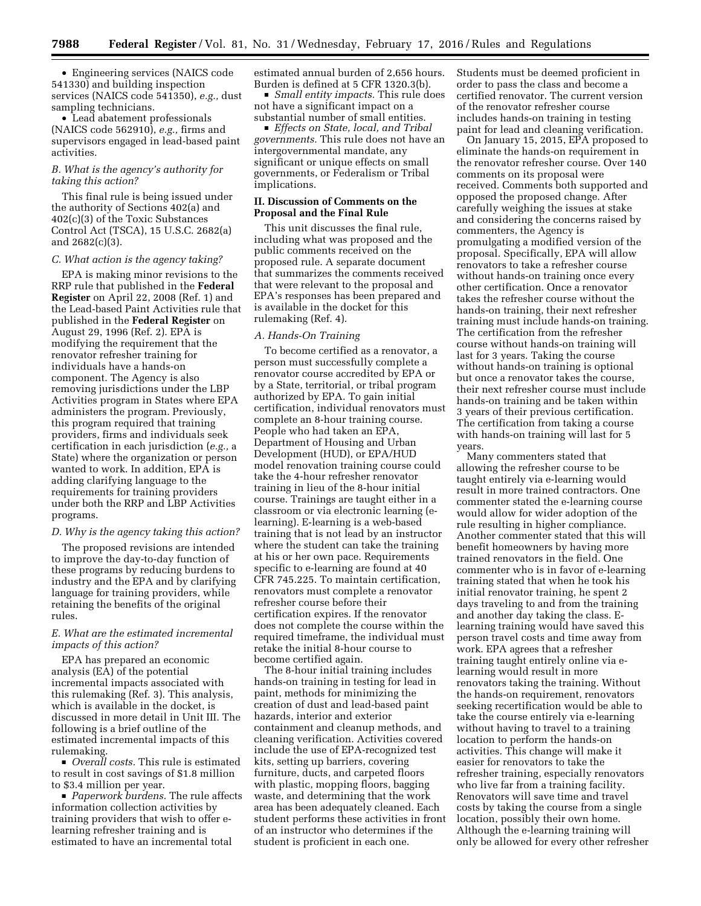- Engineering services (NAICS code 541330) and building inspection services (NAICS code 541350), *e.g.,* dust sampling technicians.
- Lead abatement professionals (NAICS code 562910), *e.g.,* firms and supervisors engaged in lead-based paint activities.

### *B. What is the agency's authority for taking this action?*

This final rule is being issued under the authority of Sections 402(a) and 402(c)(3) of the Toxic Substances Control Act (TSCA), 15 U.S.C. 2682(a) and 2682(c)(3).

### *C. What action is the agency taking?*

EPA is making minor revisions to the RRP rule that published in the **Federal Register** on April 22, 2008 (Ref. 1) and the Lead-based Paint Activities rule that published in the **Federal Register** on August 29, 1996 (Ref. 2). EPA is modifying the requirement that the renovator refresher training for individuals have a hands-on component. The Agency is also removing jurisdictions under the LBP Activities program in States where EPA administers the program. Previously, this program required that training providers, firms and individuals seek certification in each jurisdiction (*e.g.,* a State) where the organization or person wanted to work. In addition, EPA is adding clarifying language to the requirements for training providers under both the RRP and LBP Activities programs.

### *D. Why is the agency taking this action?*

The proposed revisions are intended to improve the day-to-day function of these programs by reducing burdens to industry and the EPA and by clarifying language for training providers, while retaining the benefits of the original rules.

### *E. What are the estimated incremental impacts of this action?*

EPA has prepared an economic analysis (EA) of the potential incremental impacts associated with this rulemaking (Ref. 3). This analysis, which is available in the docket, is discussed in more detail in Unit III. The following is a brief outline of the estimated incremental impacts of this rulemaking.

- *Overall costs.* This rule is estimated to result in cost savings of $1.8 million to $3.4 million per year.
- *Paperwork burdens.* The rule affects information collection activities by training providers that wish to offer e-learning refresher training and is estimated to have an incremental total estimated annual burden of 2,656 hours. Burden is defined at 5 CFR 1320.3(b).
- *Small entity impacts.* This rule does not have a significant impact on a substantial number of small entities.
- *Effects on State, local, and Tribal governments.* This rule does not have an intergovernmental mandate, any significant or unique effects on small governments, or Federalism or Tribal implications.

## II. Discussion of Comments on the Proposal and the Final Rule

This unit discusses the final rule, including what was proposed and the public comments received on the proposed rule. A separate document that summarizes the comments received that were relevant to the proposal and EPA's responses has been prepared and is available in the docket for this rulemaking (Ref. 4).

### *A. Hands-On Training*

To become certified as a renovator, a person must successfully complete a renovator course accredited by EPA or by a State, territorial, or tribal program authorized by EPA. To gain initial certification, individual renovators must complete an 8-hour training course. People who had taken an EPA, Department of Housing and Urban Development (HUD), or EPA/HUD model renovation training course could take the 4-hour refresher renovator training in lieu of the 8-hour initial course. Trainings are taught either in a classroom or via electronic learning (e-learning). E-learning is a web-based training that is not lead by an instructor where the student can take the training at his or her own pace. Requirements specific to e-learning are found at 40 CFR 745.225. To maintain certification, renovators must complete a renovator refresher course before their certification expires. If the renovator does not complete the course within the required timeframe, the individual must retake the initial 8-hour course to become certified again.

The 8-hour initial training includes hands-on training in testing for lead in paint, methods for minimizing the creation of dust and lead-based paint hazards, interior and exterior containment and cleanup methods, and cleaning verification. Activities covered include the use of EPA-recognized test kits, setting up barriers, covering furniture, ducts, and carpeted floors with plastic, mopping floors, bagging waste, and determining that the work area has been adequately cleaned. Each student performs these activities in front of an instructor who determines if the student is proficient in each one. Students must be deemed proficient in order to pass the class and become a certified renovator. The current version of the renovator refresher course includes hands-on training in testing paint for lead and cleaning verification.

On January 15, 2015, EPA proposed to eliminate the hands-on requirement in the renovator refresher course. Over 140 comments on its proposal were received. Comments both supported and opposed the proposed change. After carefully weighing the issues at stake and considering the concerns raised by commenters, the Agency is promulgating a modified version of the proposal. Specifically, EPA will allow renovators to take a refresher course without hands-on training once every other certification. Once a renovator takes the refresher course without the hands-on training, their next refresher training must include hands-on training. The certification from the refresher course without hands-on training will last for 3 years. Taking the course without hands-on training is optional but once a renovator takes the course, their next refresher course must include hands-on training and be taken within 3 years of their previous certification. The certification from taking a course with hands-on training will last for 5 years.

Many commenters stated that allowing the refresher course to be taught entirely via e-learning would result in more trained contractors. One commenter stated the e-learning course would allow for wider adoption of the rule resulting in higher compliance. Another commenter stated that this will benefit homeowners by having more trained renovators in the field. One commenter who is in favor of e-learning training stated that when he took his initial renovator training, he spent 2 days traveling to and from the training and another day taking the class. E-learning training would have saved this person travel costs and time away from work. EPA agrees that a refresher training taught entirely online via e-learning would result in more renovators taking the training. Without the hands-on requirement, renovators seeking recertification would be able to take the course entirely via e-learning without having to travel to a training location to perform the hands-on activities. This change will make it easier for renovators to take the refresher training, especially renovators who live far from a training facility. Renovators will save time and travel costs by taking the course from a single location, possibly their own home. Although the e-learning training will only be allowed for every other refresher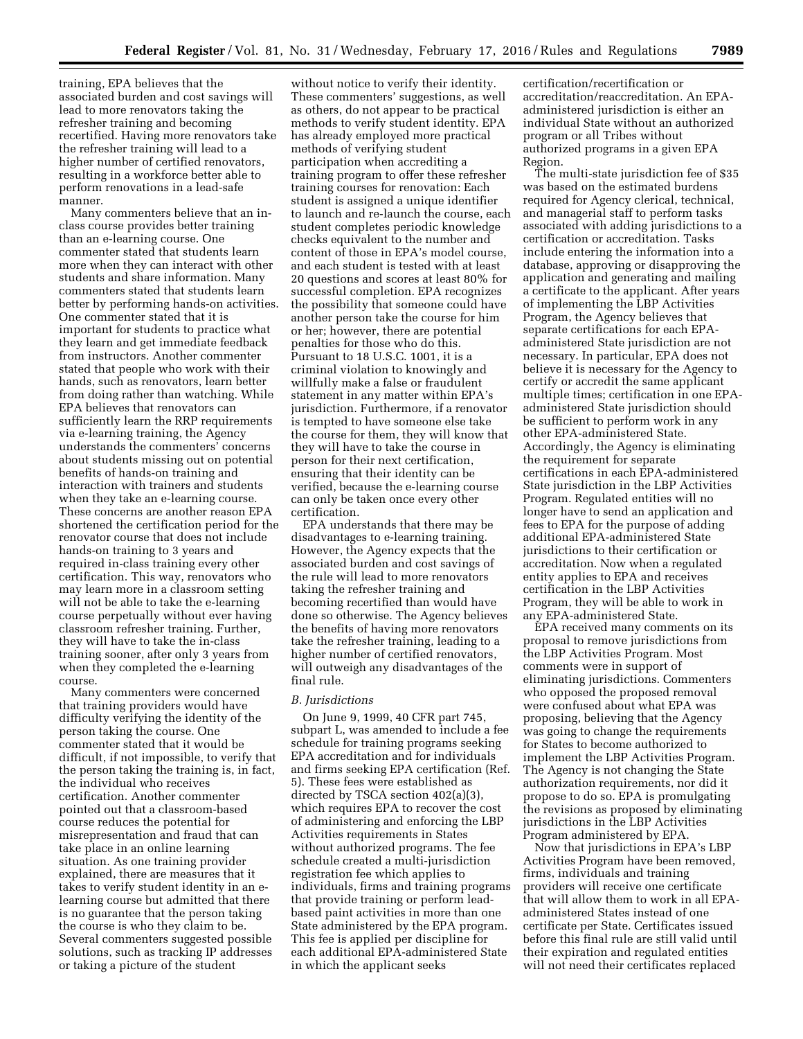training, EPA believes that the associated burden and cost savings will lead to more renovators taking the refresher training and becoming recertified. Having more renovators take the refresher training will lead to a higher number of certified renovators, resulting in a workforce better able to perform renovations in a lead-safe manner.

Many commenters believe that an in-class course provides better training than an e-learning course. One commenter stated that students learn more when they can interact with other students and share information. Many commenters stated that students learn better by performing hands-on activities. One commenter stated that it is important for students to practice what they learn and get immediate feedback from instructors. Another commenter stated that people who work with their hands, such as renovators, learn better from doing rather than watching. While EPA believes that renovators can sufficiently learn the RRP requirements via e-learning training, the Agency understands the commenters' concerns about students missing out on potential benefits of hands-on training and interaction with trainers and students when they take an e-learning course. These concerns are another reason EPA shortened the certification period for the renovator course that does not include hands-on training to 3 years and required in-class training every other certification. This way, renovators who may learn more in a classroom setting will not be able to take the e-learning course perpetually without ever having classroom refresher training. Further, they will have to take the in-class training sooner, after only 3 years from when they completed the e-learning course.

Many commenters were concerned that training providers would have difficulty verifying the identity of the person taking the course. One commenter stated that it would be difficult, if not impossible, to verify that the person taking the training is, in fact, the individual who receives certification. Another commenter pointed out that a classroom-based course reduces the potential for misrepresentation and fraud that can take place in an online learning situation. As one training provider explained, there are measures that it takes to verify student identity in an e-learning course but admitted that there is no guarantee that the person taking the course is who they claim to be. Several commenters suggested possible solutions, such as tracking IP addresses or taking a picture of the student without notice to verify their identity. These commenters' suggestions, as well as others, do not appear to be practical methods to verify student identity. EPA has already employed more practical methods of verifying student participation when accrediting a training program to offer these refresher training courses for renovation: Each student is assigned a unique identifier to launch and re-launch the course, each student completes periodic knowledge checks equivalent to the number and content of those in EPA's model course, and each student is tested with at least 20 questions and scores at least 80% for successful completion. EPA recognizes the possibility that someone could have another person take the course for him or her; however, there are potential penalties for those who do this. Pursuant to 18 U.S.C. 1001, it is a criminal violation to knowingly and willfully make a false or fraudulent statement in any matter within EPA's jurisdiction. Furthermore, if a renovator is tempted to have someone else take the course for them, they will know that they will have to take the course in person for their next certification, ensuring that their identity can be verified, because the e-learning course can only be taken once every other certification.

EPA understands that there may be disadvantages to e-learning training. However, the Agency expects that the associated burden and cost savings of the rule will lead to more renovators taking the refresher training and becoming recertified than would have done so otherwise. The Agency believes the benefits of having more renovators take the refresher training, leading to a higher number of certified renovators, will outweigh any disadvantages of the final rule.

### *B. Jurisdictions*

On June 9, 1999, 40 CFR part 745, subpart L, was amended to include a fee schedule for training programs seeking EPA accreditation and for individuals and firms seeking EPA certification (Ref. 5). These fees were established as directed by TSCA section 402(a)(3), which requires EPA to recover the cost of administering and enforcing the LBP Activities requirements in States without authorized programs. The fee schedule created a multi-jurisdiction registration fee which applies to individuals, firms and training programs that provide training or perform lead-based paint activities in more than one State administered by the EPA program. This fee is applied per discipline for each additional EPA-administered State in which the applicant seeks certification/recertification or accreditation/reaccreditation. An EPA-administered jurisdiction is either an individual State without an authorized program or all Tribes without authorized programs in a given EPA Region.

The multi-state jurisdiction fee of $35 was based on the estimated burdens required for Agency clerical, technical, and managerial staff to perform tasks associated with adding jurisdictions to a certification or accreditation. Tasks include entering the information into a database, approving or disapproving the application and generating and mailing a certificate to the applicant. After years of implementing the LBP Activities Program, the Agency believes that separate certifications for each EPA-administered State jurisdiction are not necessary. In particular, EPA does not believe it is necessary for the Agency to certify or accredit the same applicant multiple times; certification in one EPA-administered State jurisdiction should be sufficient to perform work in any other EPA-administered State. Accordingly, the Agency is eliminating the requirement for separate certifications in each EPA-administered State jurisdiction in the LBP Activities Program. Regulated entities will no longer have to send an application and fees to EPA for the purpose of adding additional EPA-administered State jurisdictions to their certification or accreditation. Now when a regulated entity applies to EPA and receives certification in the LBP Activities Program, they will be able to work in any EPA-administered State.

EPA received many comments on its proposal to remove jurisdictions from the LBP Activities Program. Most comments were in support of eliminating jurisdictions. Commenters who opposed the proposed removal were confused about what EPA was proposing, believing that the Agency was going to change the requirements for States to become authorized to implement the LBP Activities Program. The Agency is not changing the State authorization requirements, nor did it propose to do so. EPA is promulgating the revisions as proposed by eliminating jurisdictions in the LBP Activities Program administered by EPA.

Now that jurisdictions in EPA's LBP Activities Program have been removed, firms, individuals and training providers will receive one certificate that will allow them to work in all EPA-administered States instead of one certificate per State. Certificates issued before this final rule are still valid until their expiration and regulated entities will not need their certificates replaced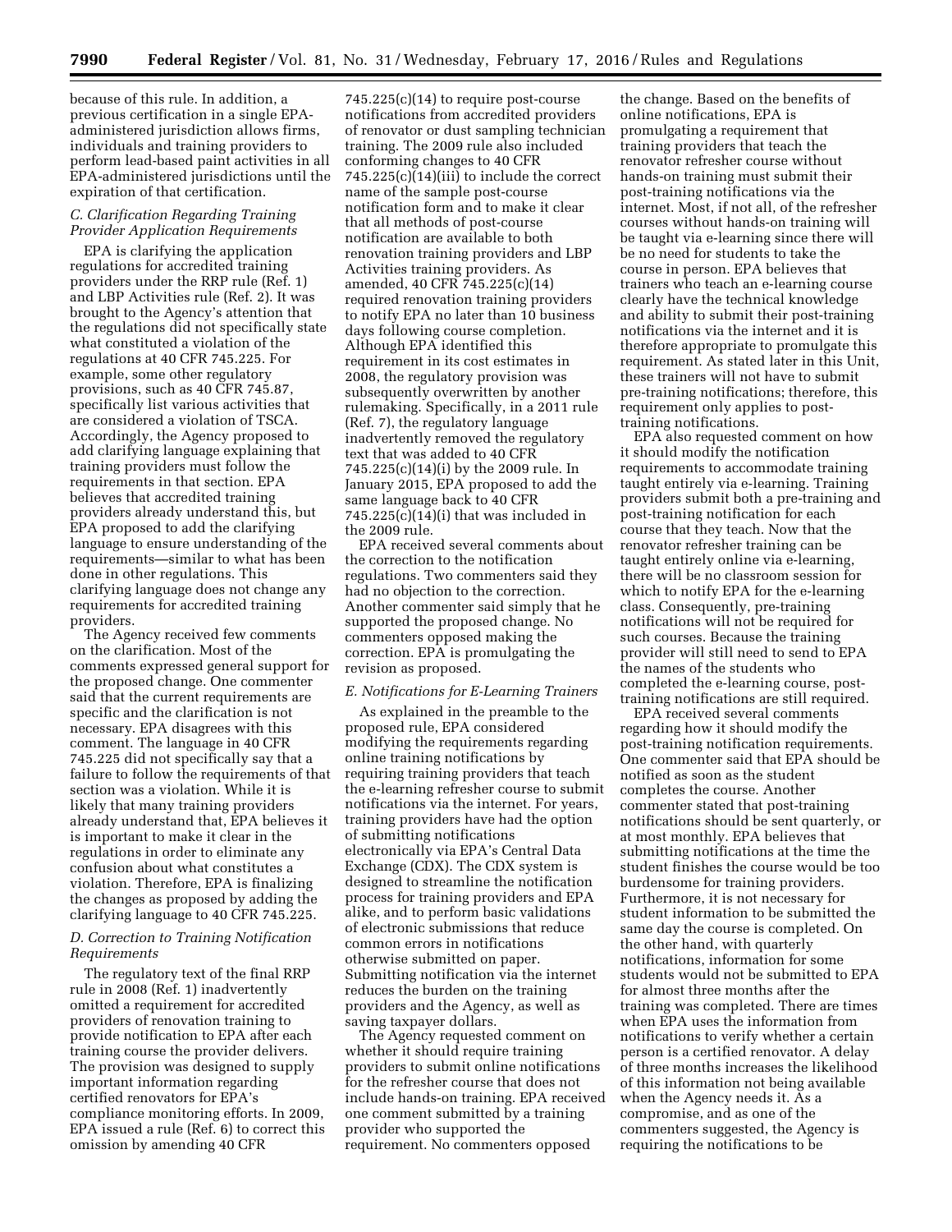because of this rule. In addition, a previous certification in a single EPA-administered jurisdiction allows firms, individuals and training providers to perform lead-based paint activities in all EPA-administered jurisdictions until the expiration of that certification.

### *C. Clarification Regarding Training Provider Application Requirements*

EPA is clarifying the application regulations for accredited training providers under the RRP rule (Ref. 1) and LBP Activities rule (Ref. 2). It was brought to the Agency's attention that the regulations did not specifically state what constituted a violation of the regulations at 40 CFR 745.225. For example, some other regulatory provisions, such as 40 CFR 745.87, specifically list various activities that are considered a violation of TSCA. Accordingly, the Agency proposed to add clarifying language explaining that training providers must follow the requirements in that section. EPA believes that accredited training providers already understand this, but EPA proposed to add the clarifying language to ensure understanding of the requirements—similar to what has been done in other regulations. This clarifying language does not change any requirements for accredited training providers.

The Agency received few comments on the clarification. Most of the comments expressed general support for the proposed change. One commenter said that the current requirements are specific and the clarification is not necessary. EPA disagrees with this comment. The language in 40 CFR 745.225 did not specifically say that a failure to follow the requirements of that section was a violation. While it is likely that many training providers already understand that, EPA believes it is important to make it clear in the regulations in order to eliminate any confusion about what constitutes a violation. Therefore, EPA is finalizing the changes as proposed by adding the clarifying language to 40 CFR 745.225.

### *D. Correction to Training Notification Requirements*

The regulatory text of the final RRP rule in 2008 (Ref. 1) inadvertently omitted a requirement for accredited providers of renovation training to provide notification to EPA after each training course the provider delivers. The provision was designed to supply important information regarding certified renovators for EPA's compliance monitoring efforts. In 2009, EPA issued a rule (Ref. 6) to correct this omission by amending 40 CFR 745.225(c)(14) to require post-course notifications from accredited providers of renovator or dust sampling technician training. The 2009 rule also included conforming changes to 40 CFR 745.225(c)(14)(iii) to include the correct name of the sample post-course notification form and to make it clear that all methods of post-course notification are available to both renovation training providers and LBP Activities training providers. As amended, 40 CFR 745.225(c)(14) required renovation training providers to notify EPA no later than 10 business days following course completion. Although EPA identified this requirement in its cost estimates in 2008, the regulatory provision was subsequently overwritten by another rulemaking. Specifically, in a 2011 rule (Ref. 7), the regulatory language inadvertently removed the regulatory text that was added to 40 CFR 745.225(c)(14)(i) by the 2009 rule. In January 2015, EPA proposed to add the same language back to 40 CFR 745.225(c)(14)(i) that was included in the 2009 rule.

EPA received several comments about the correction to the notification regulations. Two commenters said they had no objection to the correction. Another commenter said simply that he supported the proposed change. No commenters opposed making the correction. EPA is promulgating the revision as proposed.

### *E. Notifications for E-Learning Trainers*

As explained in the preamble to the proposed rule, EPA considered modifying the requirements regarding online training notifications by requiring training providers that teach the e-learning refresher course to submit notifications via the internet. For years, training providers have had the option of submitting notifications electronically via EPA's Central Data Exchange (CDX). The CDX system is designed to streamline the notification process for training providers and EPA alike, and to perform basic validations of electronic submissions that reduce common errors in notifications otherwise submitted on paper. Submitting notification via the internet reduces the burden on the training providers and the Agency, as well as saving taxpayer dollars.

The Agency requested comment on whether it should require training providers to submit online notifications for the refresher course that does not include hands-on training. EPA received one comment submitted by a training provider who supported the requirement. No commenters opposed the change. Based on the benefits of online notifications, EPA is promulgating a requirement that training providers that teach the renovator refresher course without hands-on training must submit their post-training notifications via the internet. Most, if not all, of the refresher courses without hands-on training will be taught via e-learning since there will be no need for students to take the course in person. EPA believes that trainers who teach an e-learning course clearly have the technical knowledge and ability to submit their post-training notifications via the internet and it is therefore appropriate to promulgate this requirement. As stated later in this Unit, these trainers will not have to submit pre-training notifications; therefore, this requirement only applies to post-training notifications.

EPA also requested comment on how it should modify the notification requirements to accommodate training taught entirely via e-learning. Training providers submit both a pre-training and post-training notification for each course that they teach. Now that the renovator refresher training can be taught entirely online via e-learning, there will be no classroom session for which to notify EPA for the e-learning class. Consequently, pre-training notifications will not be required for such courses. Because the training provider will still need to send to EPA the names of the students who completed the e-learning course, post-training notifications are still required.

EPA received several comments regarding how it should modify the post-training notification requirements. One commenter said that EPA should be notified as soon as the student completes the course. Another commenter stated that post-training notifications should be sent quarterly, or at most monthly. EPA believes that submitting notifications at the time the student finishes the course would be too burdensome for training providers. Furthermore, it is not necessary for student information to be submitted the same day the course is completed. On the other hand, with quarterly notifications, information for some students would not be submitted to EPA for almost three months after the training was completed. There are times when EPA uses the information from notifications to verify whether a certain person is a certified renovator. A delay of three months increases the likelihood of this information not being available when the Agency needs it. As a compromise, and as one of the commenters suggested, the Agency is requiring the notifications to be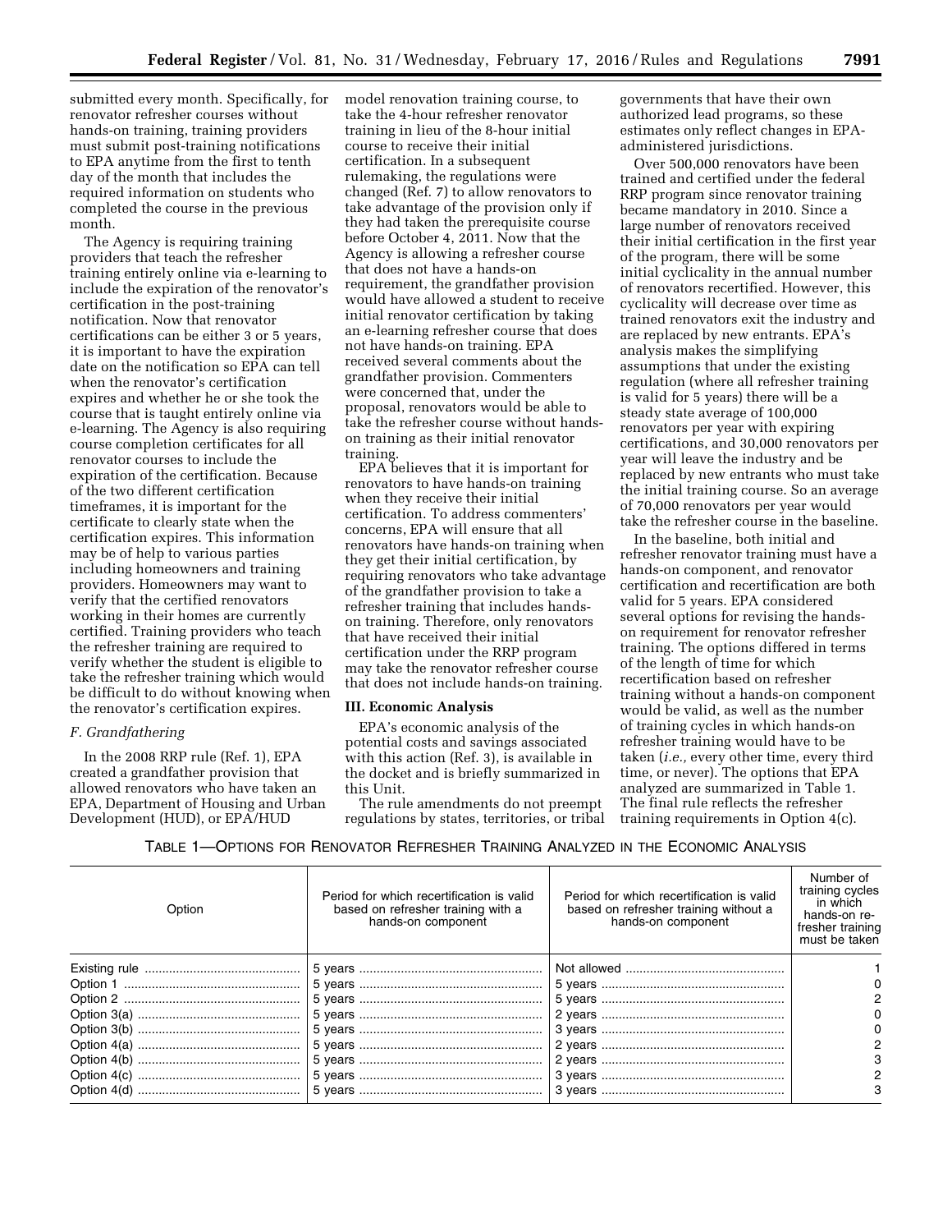submitted every month. Specifically, for renovator refresher courses without hands-on training, training providers must submit post-training notifications to EPA anytime from the first to tenth day of the month that includes the required information on students who completed the course in the previous month.

The Agency is requiring training providers that teach the refresher training entirely online via e-learning to include the expiration of the renovator's certification in the post-training notification. Now that renovator certifications can be either 3 or 5 years, it is important to have the expiration date on the notification so EPA can tell when the renovator's certification expires and whether he or she took the course that is taught entirely online via e-learning. The Agency is also requiring course completion certificates for all renovator courses to include the expiration of the certification. Because of the two different certification timeframes, it is important for the certificate to clearly state when the certification expires. This information may be of help to various parties including homeowners and training providers. Homeowners may want to verify that the certified renovators working in their homes are currently certified. Training providers who teach the refresher training are required to verify whether the student is eligible to take the refresher training which would be difficult to do without knowing when the renovator's certification expires.

### *F. Grandfathering*

In the 2008 RRP rule (Ref. 1), EPA created a grandfather provision that allowed renovators who have taken an EPA, Department of Housing and Urban Development (HUD), or EPA/HUD model renovation training course, to take the 4-hour refresher renovator training in lieu of the 8-hour initial course to receive their initial certification. In a subsequent rulemaking, the regulations were changed (Ref. 7) to allow renovators to take advantage of the provision only if they had taken the prerequisite course before October 4, 2011. Now that the Agency is allowing a refresher course that does not have a hands-on requirement, the grandfather provision would have allowed a student to receive initial renovator certification by taking an e-learning refresher course that does not have hands-on training. EPA received several comments about the grandfather provision. Commenters were concerned that, under the proposal, renovators would be able to take the refresher course without hands-on training as their initial renovator training.

EPA believes that it is important for renovators to have hands-on training when they receive their initial certification. To address commenters' concerns, EPA will ensure that all renovators have hands-on training when they get their initial certification, by requiring renovators who take advantage of the grandfather provision to take a refresher training that includes hands-on training. Therefore, only renovators that have received their initial certification under the RRP program may take the renovator refresher course that does not include hands-on training.

## III. Economic Analysis

EPA's economic analysis of the potential costs and savings associated with this action (Ref. 3), is available in the docket and is briefly summarized in this Unit.

The rule amendments do not preempt regulations by states, territories, or tribal governments that have their own authorized lead programs, so these estimates only reflect changes in EPA-administered jurisdictions.

Over 500,000 renovators have been trained and certified under the federal RRP program since renovator training became mandatory in 2010. Since a large number of renovators received their initial certification in the first year of the program, there will be some initial cyclicality in the annual number of renovators recertified. However, this cyclicality will decrease over time as trained renovators exit the industry and are replaced by new entrants. EPA's analysis makes the simplifying assumptions that under the existing regulation (where all refresher training is valid for 5 years) there will be a steady state average of 100,000 renovators per year with expiring certifications, and 30,000 renovators per year will leave the industry and be replaced by new entrants who must take the initial training course. So an average of 70,000 renovators per year would take the refresher course in the baseline.

In the baseline, both initial and refresher renovator training must have a hands-on component, and renovator certification and recertification are both valid for 5 years. EPA considered several options for revising the hands-on requirement for renovator refresher training. The options differed in terms of the length of time for which recertification based on refresher training without a hands-on component would be valid, as well as the number of training cycles in which hands-on refresher training would have to be taken (*i.e.,* every other time, every third time, or never). The options that EPA analyzed are summarized in Table 1. The final rule reflects the refresher training requirements in Option 4(c).

TABLE 1—OPTIONS FOR RENOVATOR REFRESHER TRAINING ANALYZED IN THE ECONOMIC ANALYSIS

| Option | Period for which recertification is valid based on refresher training with a hands-on component | Period for which recertification is valid based on refresher training without a hands-on component | Number of training cycles in which hands-on refresher training must be taken |
|---|---|---|---|
| Existing rule | 5 years | Not allowed | 1 |
| Option 1 | 5 years | 5 years | 0 |
| Option 2 | 5 years | 5 years | 2 |
| Option 3(a) | 5 years | 2 years | 0 |
| Option 3(b) | 5 years | 3 years | 0 |
| Option 4(a) | 5 years | 2 years | 2 |
| Option 4(b) | 5 years | 2 years | 3 |
| Option 4(c) | 5 years | 3 years | 2 |
| Option 4(d) | 5 years | 3 years | 3 |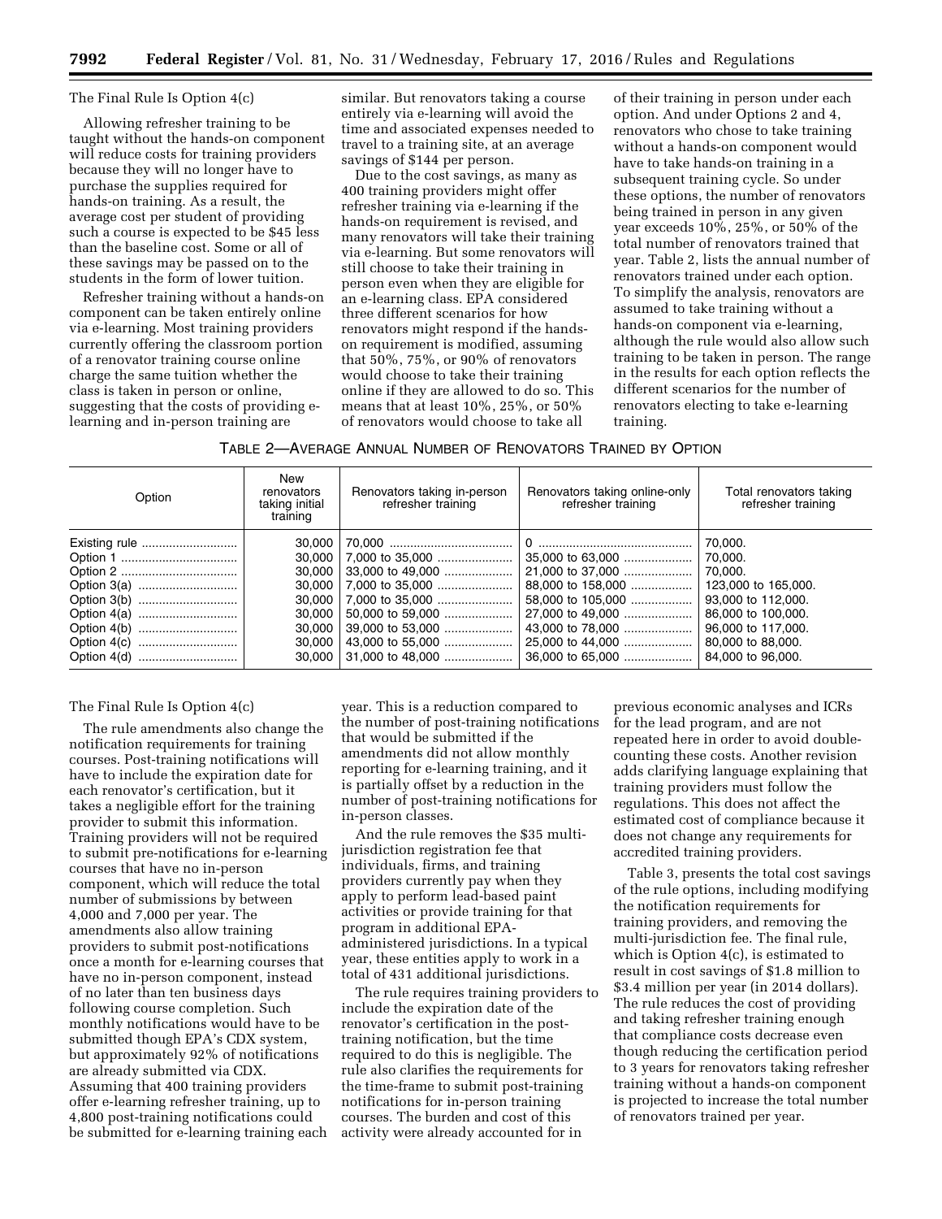The Final Rule Is Option 4(c)

Allowing refresher training to be taught without the hands-on component will reduce costs for training providers because they will no longer have to purchase the supplies required for hands-on training. As a result, the average cost per student of providing such a course is expected to be $45 less than the baseline cost. Some or all of these savings may be passed on to the students in the form of lower tuition.

Refresher training without a hands-on component can be taken entirely online via e-learning. Most training providers currently offering the classroom portion of a renovator training course online charge the same tuition whether the class is taken in person or online, suggesting that the costs of providing e-learning and in-person training are similar. But renovators taking a course entirely via e-learning will avoid the time and associated expenses needed to travel to a training site, at an average savings of $144 per person.

Due to the cost savings, as many as 400 training providers might offer refresher training via e-learning if the hands-on requirement is revised, and many renovators will take their training via e-learning. But some renovators will still choose to take their training in person even when they are eligible for an e-learning class. EPA considered three different scenarios for how renovators might respond if the hands-on requirement is modified, assuming that 50%, 75%, or 90% of renovators would choose to take their training online if they are allowed to do so. This means that at least 10%, 25%, or 50% of renovators would choose to take all of their training in person under each option. And under Options 2 and 4, renovators who chose to take training without a hands-on component would have to take hands-on training in a subsequent training cycle. So under these options, the number of renovators being trained in person in any given year exceeds 10%, 25%, or 50% of the total number of renovators trained that year. Table 2, lists the annual number of renovators trained under each option. To simplify the analysis, renovators are assumed to take training without a hands-on component via e-learning, although the rule would also allow such training to be taken in person. The range in the results for each option reflects the different scenarios for the number of renovators electing to take e-learning training.

TABLE 2—AVERAGE ANNUAL NUMBER OF RENOVATORS TRAINED BY OPTION

| Option | New renovators taking initial training | Renovators taking in-person refresher training | Renovators taking online-only refresher training | Total renovators taking refresher training |
|---|---|---|---|---|
| Existing rule | 30,000 | 70,000 | 0 | 70,000. |
| Option 1 | 30,000 | 7,000 to 35,000 | 35,000 to 63,000 | 70,000. |
| Option 2 | 30,000 | 33,000 to 49,000 | 21,000 to 37,000 | 70,000. |
| Option 3(a) | 30,000 | 7,000 to 35,000 | 88,000 to 158,000 | 123,000 to 165,000. |
| Option 3(b) | 30,000 | 7,000 to 35,000 | 58,000 to 105,000 | 93,000 to 112,000. |
| Option 4(a) | 30,000 | 50,000 to 59,000 | 27,000 to 49,000 | 86,000 to 100,000. |
| Option 4(b) | 30,000 | 39,000 to 53,000 | 43,000 to 78,000 | 96,000 to 117,000. |
| Option 4(c) | 30,000 | 43,000 to 55,000 | 25,000 to 44,000 | 80,000 to 88,000. |
| Option 4(d) | 30,000 | 31,000 to 48,000 | 36,000 to 65,000 | 84,000 to 96,000. |

The Final Rule Is Option 4(c)

The rule amendments also change the notification requirements for training courses. Post-training notifications will have to include the expiration date for each renovator's certification, but it takes a negligible effort for the training provider to submit this information. Training providers will not be required to submit pre-notifications for e-learning courses that have no in-person component, which will reduce the total number of submissions by between 4,000 and 7,000 per year. The amendments also allow training providers to submit post-notifications once a month for e-learning courses that have no in-person component, instead of no later than ten business days following course completion. Such monthly notifications would have to be submitted though EPA's CDX system, but approximately 92% of notifications are already submitted via CDX. Assuming that 400 training providers offer e-learning refresher training, up to 4,800 post-training notifications could be submitted for e-learning training each year. This is a reduction compared to the number of post-training notifications that would be submitted if the amendments did not allow monthly reporting for e-learning training, and it is partially offset by a reduction in the number of post-training notifications for in-person classes.

And the rule removes the $35 multi-jurisdiction registration fee that individuals, firms, and training providers currently pay when they apply to perform lead-based paint activities or provide training for that program in additional EPA-administered jurisdictions. In a typical year, these entities apply to work in a total of 431 additional jurisdictions.

The rule requires training providers to include the expiration date of the renovator's certification in the post-training notification, but the time required to do this is negligible. The rule also clarifies the requirements for the time-frame to submit post-training notifications for in-person training courses. The burden and cost of this activity were already accounted for in previous economic analyses and ICRs for the lead program, and are not repeated here in order to avoid double-counting these costs. Another revision adds clarifying language explaining that training providers must follow the regulations. This does not affect the estimated cost of compliance because it does not change any requirements for accredited training providers.

Table 3, presents the total cost savings of the rule options, including modifying the notification requirements for training providers, and removing the multi-jurisdiction fee. The final rule, which is Option 4(c), is estimated to result in cost savings of $1.8 million to $3.4 million per year (in 2014 dollars). The rule reduces the cost of providing and taking refresher training enough that compliance costs decrease even though reducing the certification period to 3 years for renovators taking refresher training without a hands-on component is projected to increase the total number of renovators trained per year.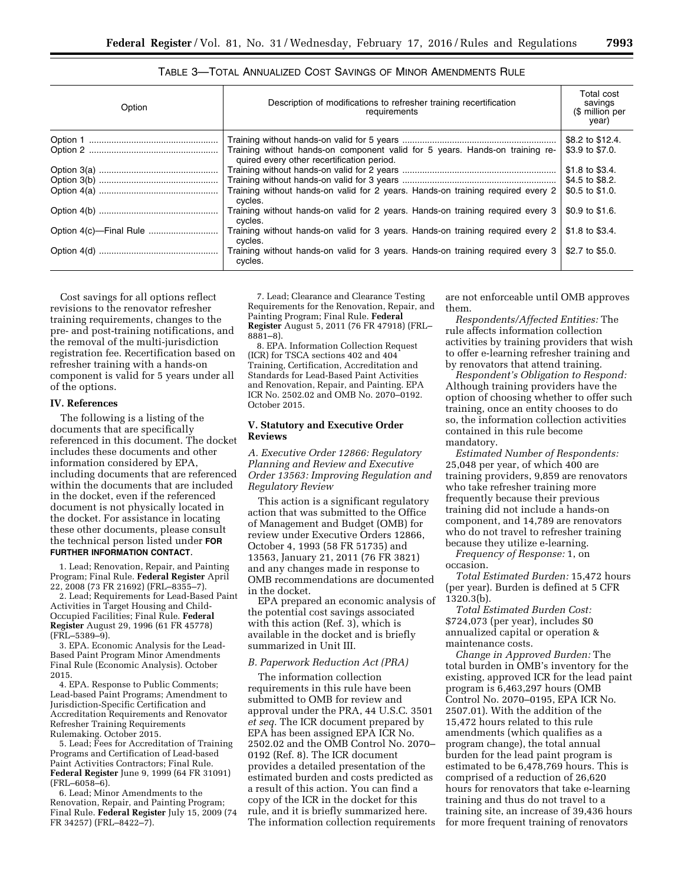TABLE 3—TOTAL ANNUALIZED COST SAVINGS OF MINOR AMENDMENTS RULE

| Option | Description of modifications to refresher training recertification requirements | Total cost savings ($ million per year) |
|---|---|---|
| Option 1 | Training without hands-on valid for 5 years | $8.2 to $12.4. |
| Option 2 | Training without hands-on component valid for 5 years. Hands-on training required every other recertification period. | $3.9 to $7.0. |
| Option 3(a) | Training without hands-on valid for 2 years | $1.8 to $3.4. |
| Option 3(b) | Training without hands-on valid for 3 years | $4.5 to $8.2. |
| Option 4(a) | Training without hands-on valid for 2 years. Hands-on training required every 2 cycles. | $0.5 to $1.0. |
| Option 4(b) | Training without hands-on valid for 2 years. Hands-on training required every 3 cycles. | $0.9 to $1.6. |
| Option 4(c)—Final Rule | Training without hands-on valid for 3 years. Hands-on training required every 2 cycles. | $1.8 to $3.4. |
| Option 4(d) | Training without hands-on valid for 3 years. Hands-on training required every 3 cycles. | $2.7 to $5.0. |

Cost savings for all options reflect revisions to the renovator refresher training requirements, changes to the pre- and post-training notifications, and the removal of the multi-jurisdiction registration fee. Recertification based on refresher training with a hands-on component is valid for 5 years under all of the options.

## IV. References

The following is a listing of the documents that are specifically referenced in this document. The docket includes these documents and other information considered by EPA, including documents that are referenced within the documents that are included in the docket, even if the referenced document is not physically located in the docket. For assistance in locating these other documents, please consult the technical person listed under **FOR FURTHER INFORMATION CONTACT**.

1. Lead; Renovation, Repair, and Painting Program; Final Rule. **Federal Register** April 22, 2008 (73 FR 21692) (FRL–8355–7).

2. Lead; Requirements for Lead-Based Paint Activities in Target Housing and Child-Occupied Facilities; Final Rule. **Federal Register** August 29, 1996 (61 FR 45778) (FRL–5389–9).

3. EPA. Economic Analysis for the Lead-Based Paint Program Minor Amendments Final Rule (Economic Analysis). October 2015.

4. EPA. Response to Public Comments; Lead-based Paint Programs; Amendment to Jurisdiction-Specific Certification and Accreditation Requirements and Renovator Refresher Training Requirements Rulemaking. October 2015.

5. Lead; Fees for Accreditation of Training Programs and Certification of Lead-based Paint Activities Contractors; Final Rule. **Federal Register** June 9, 1999 (64 FR 31091) (FRL–6058–6).

6. Lead; Minor Amendments to the Renovation, Repair, and Painting Program; Final Rule. **Federal Register** July 15, 2009 (74 FR 34257) (FRL–8422–7).

7. Lead; Clearance and Clearance Testing Requirements for the Renovation, Repair, and Painting Program; Final Rule. **Federal Register** August 5, 2011 (76 FR 47918) (FRL–8881–8).

8. EPA. Information Collection Request (ICR) for TSCA sections 402 and 404 Training, Certification, Accreditation and Standards for Lead-Based Paint Activities and Renovation, Repair, and Painting. EPA ICR No. 2502.02 and OMB No. 2070–0192. October 2015.

## V. Statutory and Executive Order Reviews

### *A. Executive Order 12866: Regulatory Planning and Review and Executive Order 13563: Improving Regulation and Regulatory Review*

This action is a significant regulatory action that was submitted to the Office of Management and Budget (OMB) for review under Executive Orders 12866, October 4, 1993 (58 FR 51735) and 13563, January 21, 2011 (76 FR 3821) and any changes made in response to OMB recommendations are documented in the docket.

EPA prepared an economic analysis of the potential cost savings associated with this action (Ref. 3), which is available in the docket and is briefly summarized in Unit III.

### *B. Paperwork Reduction Act (PRA)*

The information collection requirements in this rule have been submitted to OMB for review and approval under the PRA, 44 U.S.C. 3501 *et seq.* The ICR document prepared by EPA has been assigned EPA ICR No. 2502.02 and the OMB Control No. 2070–0192 (Ref. 8). The ICR document provides a detailed presentation of the estimated burden and costs predicted as a result of this action. You can find a copy of the ICR in the docket for this rule, and it is briefly summarized here. The information collection requirements are not enforceable until OMB approves them.

*Respondents/Affected Entities:* The rule affects information collection activities by training providers that wish to offer e-learning refresher training and by renovators that attend training.

*Respondent's Obligation to Respond:* Although training providers have the option of choosing whether to offer such training, once an entity chooses to do so, the information collection activities contained in this rule become mandatory.

*Estimated Number of Respondents:* 25,048 per year, of which 400 are training providers, 9,859 are renovators who take refresher training more frequently because their previous training did not include a hands-on component, and 14,789 are renovators who do not travel to refresher training because they utilize e-learning.

*Frequency of Response:* 1, on occasion.

*Total Estimated Burden:* 15,472 hours (per year). Burden is defined at 5 CFR 1320.3(b).

*Total Estimated Burden Cost:* $724,073 (per year), includes $0 annualized capital or operation & maintenance costs.

*Change in Approved Burden:* The total burden in OMB's inventory for the existing, approved ICR for the lead paint program is 6,463,297 hours (OMB Control No. 2070–0195, EPA ICR No. 2507.01). With the addition of the 15,472 hours related to this rule amendments (which qualifies as a program change), the total annual burden for the lead paint program is estimated to be 6,478,769 hours. This is comprised of a reduction of 26,620 hours for renovators that take e-learning training and thus do not travel to a training site, an increase of 39,436 hours for more frequent training of renovators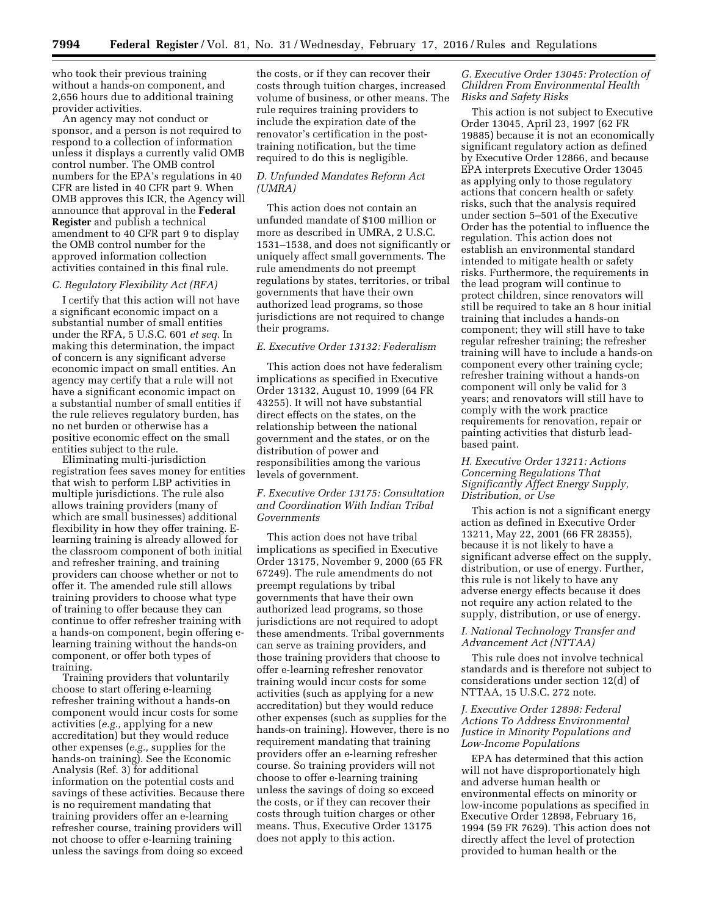who took their previous training without a hands-on component, and 2,656 hours due to additional training provider activities.

An agency may not conduct or sponsor, and a person is not required to respond to a collection of information unless it displays a currently valid OMB control number. The OMB control numbers for the EPA's regulations in 40 CFR are listed in 40 CFR part 9. When OMB approves this ICR, the Agency will announce that approval in the **Federal Register** and publish a technical amendment to 40 CFR part 9 to display the OMB control number for the approved information collection activities contained in this final rule.

### *C. Regulatory Flexibility Act (RFA)*

I certify that this action will not have a significant economic impact on a substantial number of small entities under the RFA, 5 U.S.C. 601 *et seq.* In making this determination, the impact of concern is any significant adverse economic impact on small entities. An agency may certify that a rule will not have a significant economic impact on a substantial number of small entities if the rule relieves regulatory burden, has no net burden or otherwise has a positive economic effect on the small entities subject to the rule.

Eliminating multi-jurisdiction registration fees saves money for entities that wish to perform LBP activities in multiple jurisdictions. The rule also allows training providers (many of which are small businesses) additional flexibility in how they offer training. E-learning training is already allowed for the classroom component of both initial and refresher training, and training providers can choose whether or not to offer it. The amended rule still allows training providers to choose what type of training to offer because they can continue to offer refresher training with a hands-on component, begin offering e-learning training without the hands-on component, or offer both types of training.

Training providers that voluntarily choose to start offering e-learning refresher training without a hands-on component would incur costs for some activities (*e.g.,* applying for a new accreditation) but they would reduce other expenses (*e.g.,* supplies for the hands-on training). See the Economic Analysis (Ref. 3) for additional information on the potential costs and savings of these activities. Because there is no requirement mandating that training providers offer an e-learning refresher course, training providers will not choose to offer e-learning training unless the savings from doing so exceed the costs, or if they can recover their costs through tuition charges, increased volume of business, or other means. The rule requires training providers to include the expiration date of the renovator's certification in the post-training notification, but the time required to do this is negligible.

### *D. Unfunded Mandates Reform Act (UMRA)*

This action does not contain an unfunded mandate of $100 million or more as described in UMRA, 2 U.S.C. 1531–1538, and does not significantly or uniquely affect small governments. The rule amendments do not preempt regulations by states, territories, or tribal governments that have their own authorized lead programs, so those jurisdictions are not required to change their programs.

### *E. Executive Order 13132: Federalism*

This action does not have federalism implications as specified in Executive Order 13132, August 10, 1999 (64 FR 43255). It will not have substantial direct effects on the states, on the relationship between the national government and the states, or on the distribution of power and responsibilities among the various levels of government.

### *F. Executive Order 13175: Consultation and Coordination With Indian Tribal Governments*

This action does not have tribal implications as specified in Executive Order 13175, November 9, 2000 (65 FR 67249). The rule amendments do not preempt regulations by tribal governments that have their own authorized lead programs, so those jurisdictions are not required to adopt these amendments. Tribal governments can serve as training providers, and those training providers that choose to offer e-learning refresher renovator training would incur costs for some activities (such as applying for a new accreditation) but they would reduce other expenses (such as supplies for the hands-on training). However, there is no requirement mandating that training providers offer an e-learning refresher course. So training providers will not choose to offer e-learning training unless the savings of doing so exceed the costs, or if they can recover their costs through tuition charges or other means. Thus, Executive Order 13175 does not apply to this action.

### *G. Executive Order 13045: Protection of Children From Environmental Health Risks and Safety Risks*

This action is not subject to Executive Order 13045, April 23, 1997 (62 FR 19885) because it is not an economically significant regulatory action as defined by Executive Order 12866, and because EPA interprets Executive Order 13045 as applying only to those regulatory actions that concern health or safety risks, such that the analysis required under section 5–501 of the Executive Order has the potential to influence the regulation. This action does not establish an environmental standard intended to mitigate health or safety risks. Furthermore, the requirements in the lead program will continue to protect children, since renovators will still be required to take an 8 hour initial training that includes a hands-on component; they will still have to take regular refresher training; the refresher training will have to include a hands-on component every other training cycle; refresher training without a hands-on component will only be valid for 3 years; and renovators will still have to comply with the work practice requirements for renovation, repair or painting activities that disturb lead-based paint.

### *H. Executive Order 13211: Actions Concerning Regulations That Significantly Affect Energy Supply, Distribution, or Use*

This action is not a significant energy action as defined in Executive Order 13211, May 22, 2001 (66 FR 28355), because it is not likely to have a significant adverse effect on the supply, distribution, or use of energy. Further, this rule is not likely to have any adverse energy effects because it does not require any action related to the supply, distribution, or use of energy.

### *I. National Technology Transfer and Advancement Act (NTTAA)*

This rule does not involve technical standards and is therefore not subject to considerations under section 12(d) of NTTAA, 15 U.S.C. 272 note.

### *J. Executive Order 12898: Federal Actions To Address Environmental Justice in Minority Populations and Low-Income Populations*

EPA has determined that this action will not have disproportionately high and adverse human health or environmental effects on minority or low-income populations as specified in Executive Order 12898, February 16, 1994 (59 FR 7629). This action does not directly affect the level of protection provided to human health or the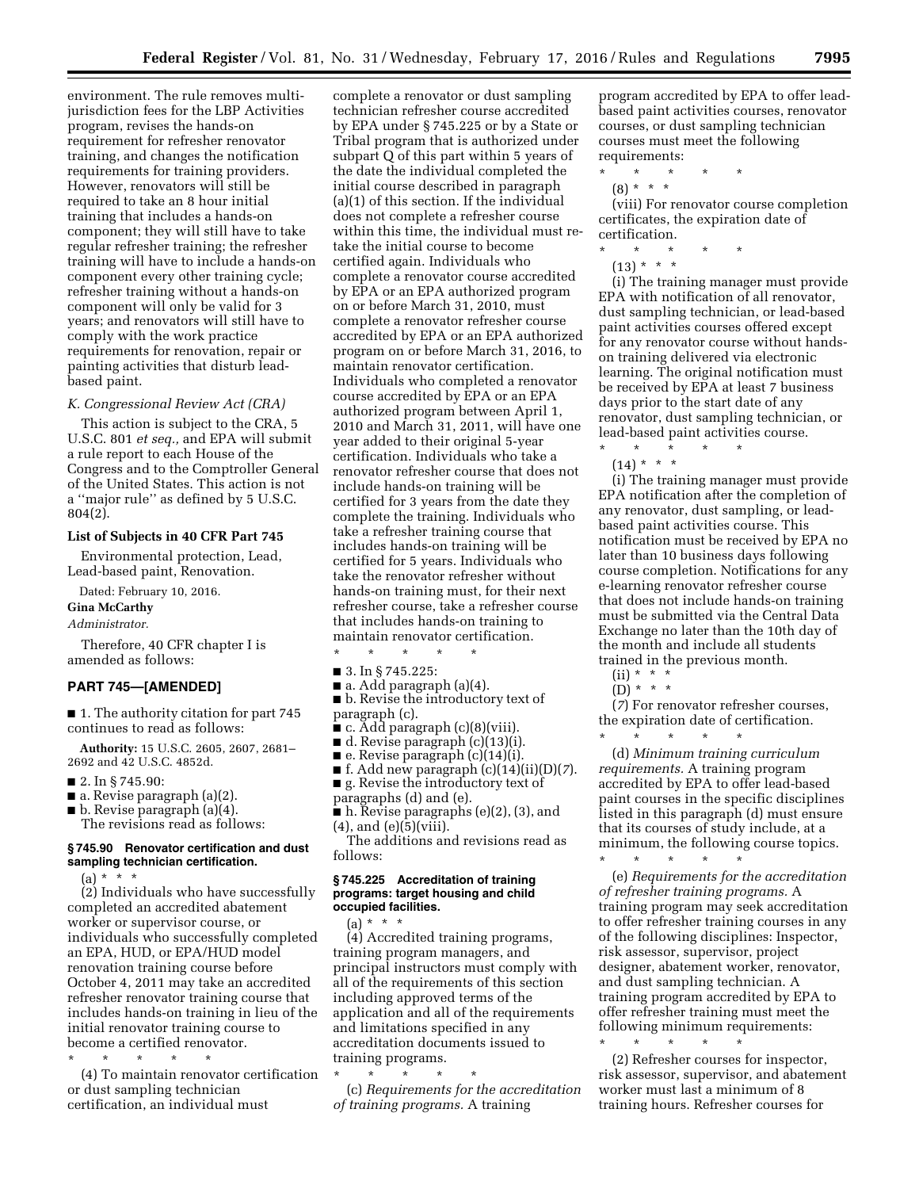environment. The rule removes multi-jurisdiction fees for the LBP Activities program, revises the hands-on requirement for refresher renovator training, and changes the notification requirements for training providers. However, renovators will still be required to take an 8 hour initial training that includes a hands-on component; they will still have to take regular refresher training; the refresher training will have to include a hands-on component every other training cycle; refresher training without a hands-on component will only be valid for 3 years; and renovators will still have to comply with the work practice requirements for renovation, repair or painting activities that disturb lead-based paint.

*K. Congressional Review Act (CRA)*

This action is subject to the CRA, 5 U.S.C. 801 *et seq.,* and EPA will submit a rule report to each House of the Congress and to the Comptroller General of the United States. This action is not a ''major rule'' as defined by 5 U.S.C. 804(2).

**List of Subjects in 40 CFR Part 745**

Environmental protection, Lead, Lead-based paint, Renovation.

Dated: February 10, 2016.

**Gina McCarthy**

*Administrator.*

Therefore, 40 CFR chapter I is amended as follows:

## PART 745—[AMENDED]

■ 1. The authority citation for part 745 continues to read as follows:

**Authority:** 15 U.S.C. 2605, 2607, 2681–2692 and 42 U.S.C. 4852d.

■ 2. In § 745.90:

■ a. Revise paragraph (a)(2).

■ b. Revise paragraph (a)(4).

The revisions read as follows:

### § 745.90 Renovator certification and dust sampling technician certification.

(a) * * *

(2) Individuals who have successfully completed an accredited abatement worker or supervisor course, or individuals who successfully completed an EPA, HUD, or EPA/HUD model renovation training course before October 4, 2011 may take an accredited refresher renovator training course that includes hands-on training in lieu of the initial renovator training course to become a certified renovator.

\* \* \* \* \*

(4) To maintain renovator certification or dust sampling technician certification, an individual must complete a renovator or dust sampling technician refresher course accredited by EPA under § 745.225 or by a State or Tribal program that is authorized under subpart Q of this part within 5 years of the date the individual completed the initial course described in paragraph (a)(1) of this section. If the individual does not complete a refresher course within this time, the individual must re-take the initial course to become certified again. Individuals who complete a renovator course accredited by EPA or an EPA authorized program on or before March 31, 2010, must complete a renovator refresher course accredited by EPA or an EPA authorized program on or before March 31, 2016, to maintain renovator certification. Individuals who completed a renovator course accredited by EPA or an EPA authorized program between April 1, 2010 and March 31, 2011, will have one year added to their original 5-year certification. Individuals who take a renovator refresher course that does not include hands-on training will be certified for 3 years from the date they complete the training. Individuals who take a refresher training course that includes hands-on training will be certified for 5 years. Individuals who take the renovator refresher without hands-on training must, for their next refresher course, take a refresher course that includes hands-on training to maintain renovator certification.

\* \* \* \* \*

■ 3. In § 745.225:

■ a. Add paragraph (a)(4).

■ b. Revise the introductory text of paragraph (c).

■ c. Add paragraph (c)(8)(viii).

■ d. Revise paragraph (c)(13)(i).

■ e. Revise paragraph (c)(14)(i).

■ f. Add new paragraph (c)(14)(ii)(D)(*7*).

■ g. Revise the introductory text of paragraphs (d) and (e).

■ h. Revise paragraphs (e)(2), (3), and (4), and (e)(5)(viii).

The additions and revisions read as follows:

### § 745.225 Accreditation of training programs: target housing and child occupied facilities.

(a) * * *

(4) Accredited training programs, training program managers, and principal instructors must comply with all of the requirements of this section including approved terms of the application and all of the requirements and limitations specified in any accreditation documents issued to training programs.

\* \* \* \* \*

(c) *Requirements for the accreditation of training programs.* A training program accredited by EPA to offer lead-based paint activities courses, renovator courses, or dust sampling technician courses must meet the following requirements:

\* \* \* \* \*

(8) * * *

(viii) For renovator course completion certificates, the expiration date of certification.

\* \* \* \* \*

(13) * * *

(i) The training manager must provide EPA with notification of all renovator, dust sampling technician, or lead-based paint activities courses offered except for any renovator course without hands-on training delivered via electronic learning. The original notification must be received by EPA at least 7 business days prior to the start date of any renovator, dust sampling technician, or lead-based paint activities course.

\* \* \* \* \*

(14) * * *

(i) The training manager must provide EPA notification after the completion of any renovator, dust sampling, or lead-based paint activities course. This notification must be received by EPA no later than 10 business days following course completion. Notifications for any e-learning renovator refresher course that does not include hands-on training must be submitted via the Central Data Exchange no later than the 10th day of the month and include all students trained in the previous month.

(ii) * * *

(D) * * *

(*7*) For renovator refresher courses, the expiration date of certification.

\* \* \* \* \*

(d) *Minimum training curriculum requirements.* A training program accredited by EPA to offer lead-based paint courses in the specific disciplines listed in this paragraph (d) must ensure that its courses of study include, at a minimum, the following course topics.

\* \* \* \* \*

(e) *Requirements for the accreditation of refresher training programs.* A training program may seek accreditation to offer refresher training courses in any of the following disciplines: Inspector, risk assessor, supervisor, project designer, abatement worker, renovator, and dust sampling technician. A training program accredited by EPA to offer refresher training must meet the following minimum requirements:

\* \* \* \* \*

(2) Refresher courses for inspector, risk assessor, supervisor, and abatement worker must last a minimum of 8 training hours. Refresher courses for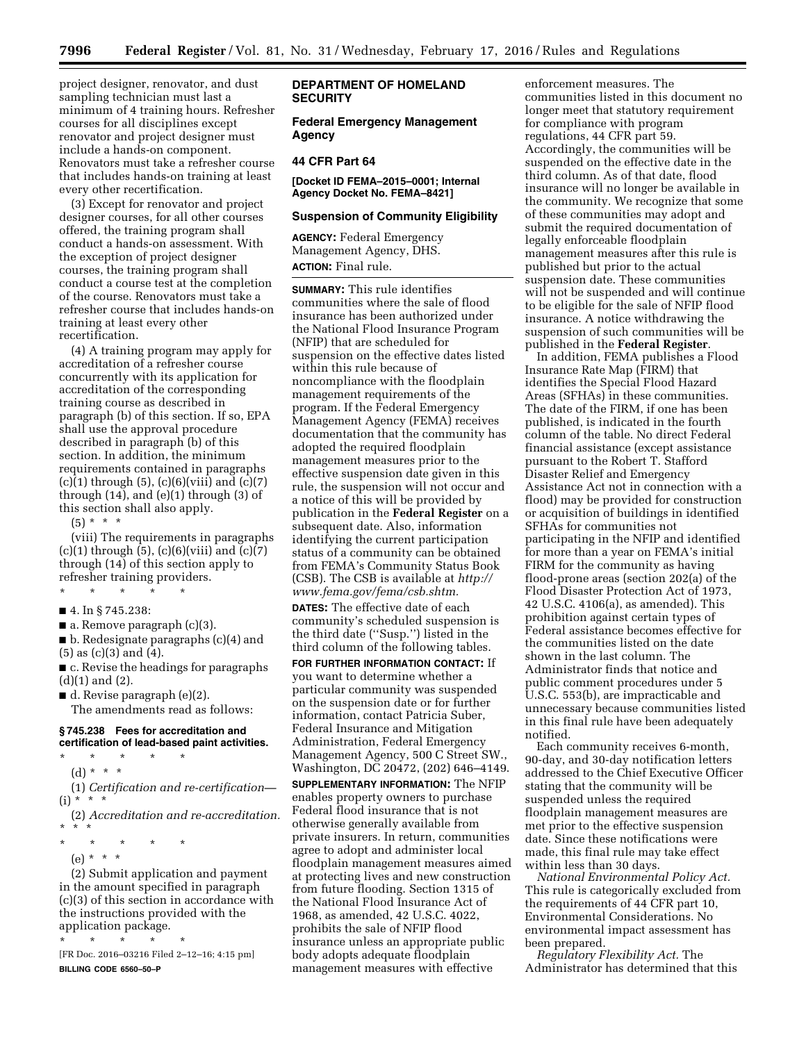project designer, renovator, and dust sampling technician must last a minimum of 4 training hours. Refresher courses for all disciplines except renovator and project designer must include a hands-on component. Renovators must take a refresher course that includes hands-on training at least every other recertification.

(3) Except for renovator and project designer courses, for all other courses offered, the training program shall conduct a hands-on assessment. With the exception of project designer courses, the training program shall conduct a course test at the completion of the course. Renovators must take a refresher course that includes hands-on training at least every other recertification.

(4) A training program may apply for accreditation of a refresher course concurrently with its application for accreditation of the corresponding training course as described in paragraph (b) of this section. If so, EPA shall use the approval procedure described in paragraph (b) of this section. In addition, the minimum requirements contained in paragraphs (c)(1) through (5), (c)(6)(viii) and (c)(7) through (14), and (e)(1) through (3) of this section shall also apply.

(5) * * *

(viii) The requirements in paragraphs (c)(1) through (5), (c)(6)(viii) and (c)(7) through (14) of this section apply to refresher training providers.

\* \* \* \* \*

■ 4. In § 745.238:

■ a. Remove paragraph (c)(3).

■ b. Redesignate paragraphs (c)(4) and (5) as (c)(3) and (4).

■ c. Revise the headings for paragraphs (d)(1) and (2).

■ d. Revise paragraph (e)(2).

The amendments read as follows:

**§ 745.238 Fees for accreditation and certification of lead-based paint activities.**

\* \* \* \* \*

(d) * * *

(1) *Certification and re-certification*—(i) * * *

(2) *Accreditation and re-accreditation.* * * *

\* \* \* \* \*

(e) * * *

(2) Submit application and payment in the amount specified in paragraph (c)(3) of this section in accordance with the instructions provided with the application package.

\* \* \* \* \*

[FR Doc. 2016–03216 Filed 2–12–16; 4:15 pm]

**BILLING CODE 6560–50–P**

**DEPARTMENT OF HOMELAND SECURITY**

**Federal Emergency Management Agency**

**44 CFR Part 64**

**[Docket ID FEMA–2015–0001; Internal Agency Docket No. FEMA–8421]**

## Suspension of Community Eligibility

**AGENCY:** Federal Emergency Management Agency, DHS.

**ACTION:** Final rule.

---

**SUMMARY:** This rule identifies communities where the sale of flood insurance has been authorized under the National Flood Insurance Program (NFIP) that are scheduled for suspension on the effective dates listed within this rule because of noncompliance with the floodplain management requirements of the program. If the Federal Emergency Management Agency (FEMA) receives documentation that the community has adopted the required floodplain management measures prior to the effective suspension date given in this rule, the suspension will not occur and a notice of this will be provided by publication in the **Federal Register** on a subsequent date. Also, information identifying the current participation status of a community can be obtained from FEMA's Community Status Book (CSB). The CSB is available at *http://www.fema.gov/fema/csb.shtm.*

**DATES:** The effective date of each community's scheduled suspension is the third date (''Susp.'') listed in the third column of the following tables.

**FOR FURTHER INFORMATION CONTACT:** If you want to determine whether a particular community was suspended on the suspension date or for further information, contact Patricia Suber, Federal Insurance and Mitigation Administration, Federal Emergency Management Agency, 500 C Street SW., Washington, DC 20472, (202) 646–4149.

**SUPPLEMENTARY INFORMATION:** The NFIP enables property owners to purchase Federal flood insurance that is not otherwise generally available from private insurers. In return, communities agree to adopt and administer local floodplain management measures aimed at protecting lives and new construction from future flooding. Section 1315 of the National Flood Insurance Act of 1968, as amended, 42 U.S.C. 4022, prohibits the sale of NFIP flood insurance unless an appropriate public body adopts adequate floodplain management measures with effective enforcement measures. The communities listed in this document no longer meet that statutory requirement for compliance with program regulations, 44 CFR part 59. Accordingly, the communities will be suspended on the effective date in the third column. As of that date, flood insurance will no longer be available in the community. We recognize that some of these communities may adopt and submit the required documentation of legally enforceable floodplain management measures after this rule is published but prior to the actual suspension date. These communities will not be suspended and will continue to be eligible for the sale of NFIP flood insurance. A notice withdrawing the suspension of such communities will be published in the **Federal Register**.

In addition, FEMA publishes a Flood Insurance Rate Map (FIRM) that identifies the Special Flood Hazard Areas (SFHAs) in these communities. The date of the FIRM, if one has been published, is indicated in the fourth column of the table. No direct Federal financial assistance (except assistance pursuant to the Robert T. Stafford Disaster Relief and Emergency Assistance Act not in connection with a flood) may be provided for construction or acquisition of buildings in identified SFHAs for communities not participating in the NFIP and identified for more than a year on FEMA's initial FIRM for the community as having flood-prone areas (section 202(a) of the Flood Disaster Protection Act of 1973, 42 U.S.C. 4106(a), as amended). This prohibition against certain types of Federal assistance becomes effective for the communities listed on the date shown in the last column. The Administrator finds that notice and public comment procedures under 5 U.S.C. 553(b), are impracticable and unnecessary because communities listed in this final rule have been adequately notified.

Each community receives 6-month, 90-day, and 30-day notification letters addressed to the Chief Executive Officer stating that the community will be suspended unless the required floodplain management measures are met prior to the effective suspension date. Since these notifications were made, this final rule may take effect within less than 30 days.

*National Environmental Policy Act.* This rule is categorically excluded from the requirements of 44 CFR part 10, Environmental Considerations. No environmental impact assessment has been prepared.

*Regulatory Flexibility Act.* The Administrator has determined that this